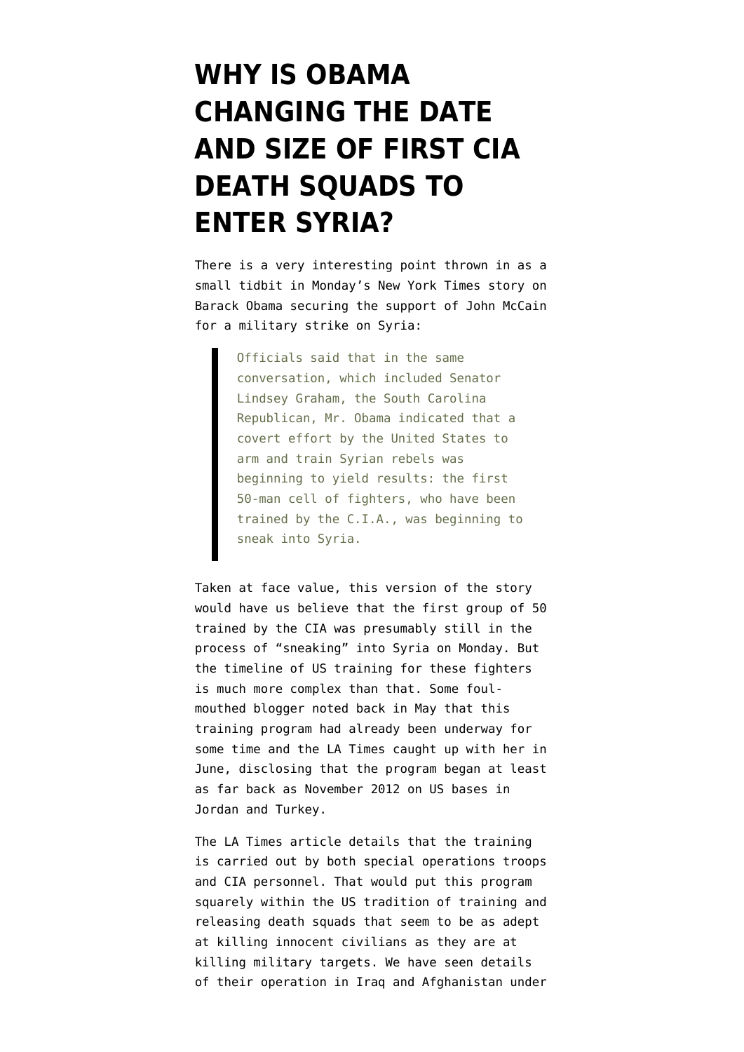# WHY IS OBAMA CHANGING THE DATE AND SIZE OF FIRST CIA DEATH SQUADS TO ENTER SYRIA?

There is a very interesting point thrown in as a small tidbit in Monday's New York Times story on Barack Obama securing the support of John McCain for a military strike on Syria:

> Officials said that in the same conversation, which included Senator Lindsey Graham, the South Carolina Republican, Mr. Obama indicated that a covert effort by the United States to arm and train Syrian rebels was beginning to yield results: the first 50-man cell of fighters, who have been trained by the C.I.A., was beginning to sneak into Syria.

Taken at face value, this version of the story would have us believe that the first group of 50 trained by the CIA was presumably still in the process of "sneaking" into Syria on Monday. But the timeline of US training for these fighters is much more complex than that. Some foul-mouthed blogger noted back in May that this training program had already been underway for some time and the LA Times caught up with her in June, disclosing that the program began at least as far back as November 2012 on US bases in Jordan and Turkey.

The LA Times article details that the training is carried out by both special operations troops and CIA personnel. That would put this program squarely within the US tradition of training and releasing death squads that seem to be as adept at killing innocent civilians as they are at killing military targets. We have seen details of their operation in Iraq and Afghanistan under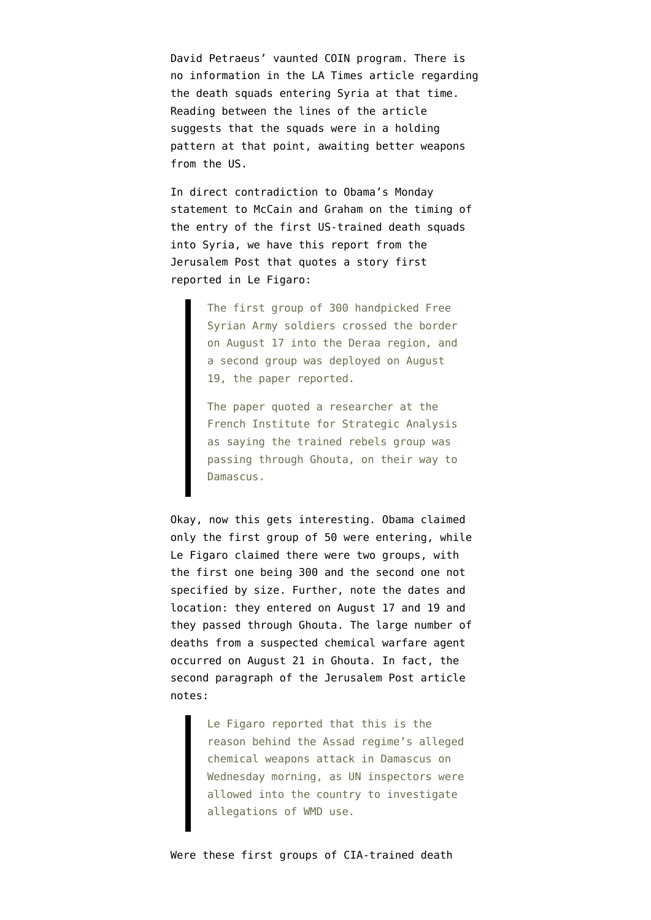David Petraeus' vaunted COIN program. There is no information in the LA Times article regarding the death squads entering Syria at that time. Reading between the lines of the article suggests that the squads were in a holding pattern at that point, awaiting better weapons from the US.

In direct contradiction to Obama's Monday statement to McCain and Graham on the timing of the entry of the first US-trained death squads into Syria, we have this report from the Jerusalem Post that quotes a story first reported in Le Figaro:

> The first group of 300 handpicked Free Syrian Army soldiers crossed the border on August 17 into the Deraa region, and a second group was deployed on August 19, the paper reported.
>
> The paper quoted a researcher at the French Institute for Strategic Analysis as saying the trained rebels group was passing through Ghouta, on their way to Damascus.

Okay, now this gets interesting. Obama claimed only the first group of 50 were entering, while Le Figaro claimed there were two groups, with the first one being 300 and the second one not specified by size. Further, note the dates and location: they entered on August 17 and 19 and they passed through Ghouta. The large number of deaths from a suspected chemical warfare agent occurred on August 21 in Ghouta. In fact, the second paragraph of the Jerusalem Post article notes:

> Le Figaro reported that this is the reason behind the Assad regime's alleged chemical weapons attack in Damascus on Wednesday morning, as UN inspectors were allowed into the country to investigate allegations of WMD use.

Were these first groups of CIA-trained death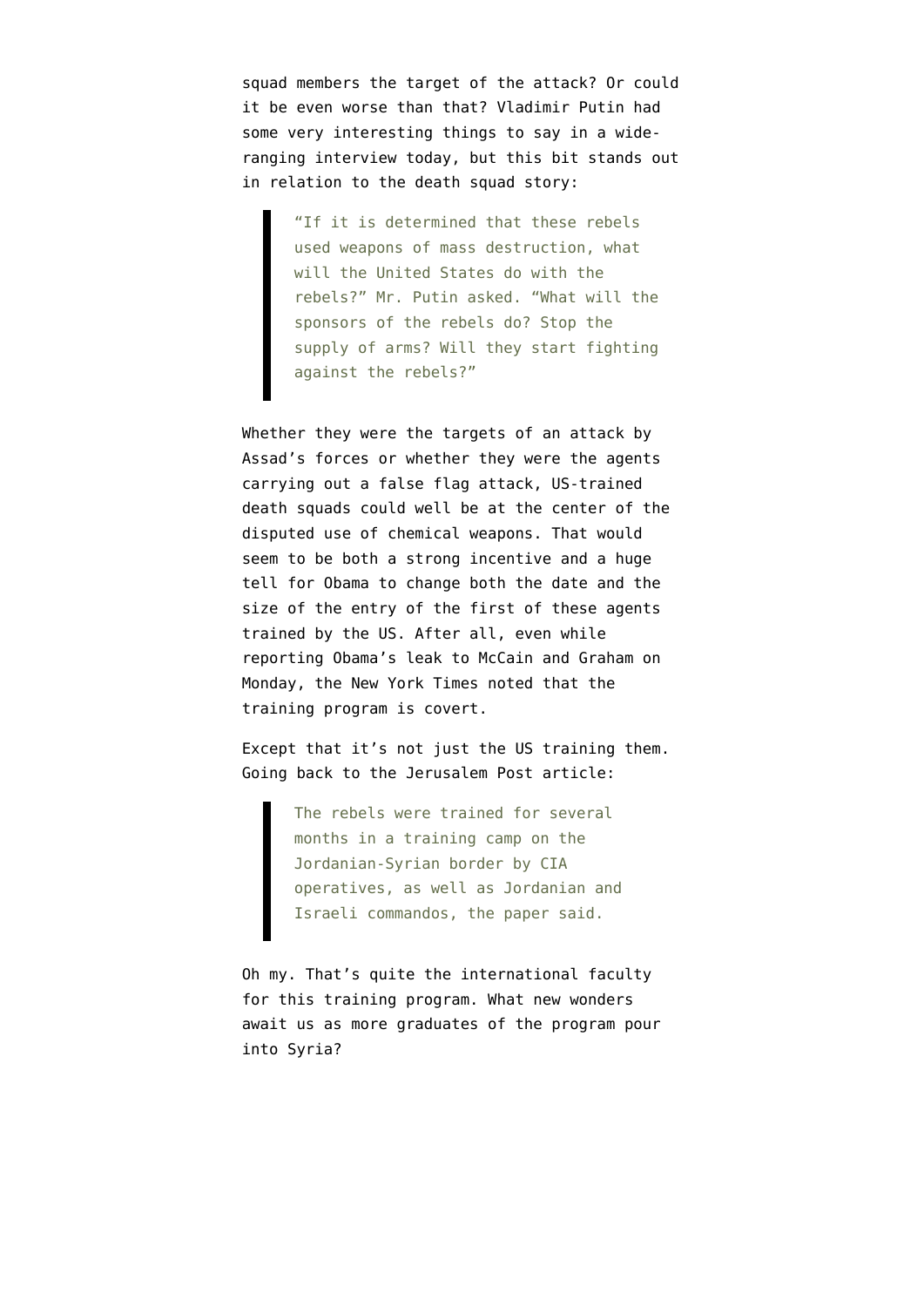squad members the target of the attack? Or could it be even worse than that? Vladimir Putin had some very interesting things to say in a wide-ranging interview today, but this bit stands out in relation to the death squad story:

> "If it is determined that these rebels used weapons of mass destruction, what will the United States do with the rebels?" Mr. Putin asked. "What will the sponsors of the rebels do? Stop the supply of arms? Will they start fighting against the rebels?"

Whether they were the targets of an attack by Assad's forces or whether they were the agents carrying out a false flag attack, US-trained death squads could well be at the center of the disputed use of chemical weapons. That would seem to be both a strong incentive and a huge tell for Obama to change both the date and the size of the entry of the first of these agents trained by the US. After all, even while reporting Obama's leak to McCain and Graham on Monday, the New York Times noted that the training program is covert.

Except that it's not just the US training them. Going back to the Jerusalem Post article:

> The rebels were trained for several months in a training camp on the Jordanian-Syrian border by CIA operatives, as well as Jordanian and Israeli commandos, the paper said.

Oh my. That's quite the international faculty for this training program. What new wonders await us as more graduates of the program pour into Syria?